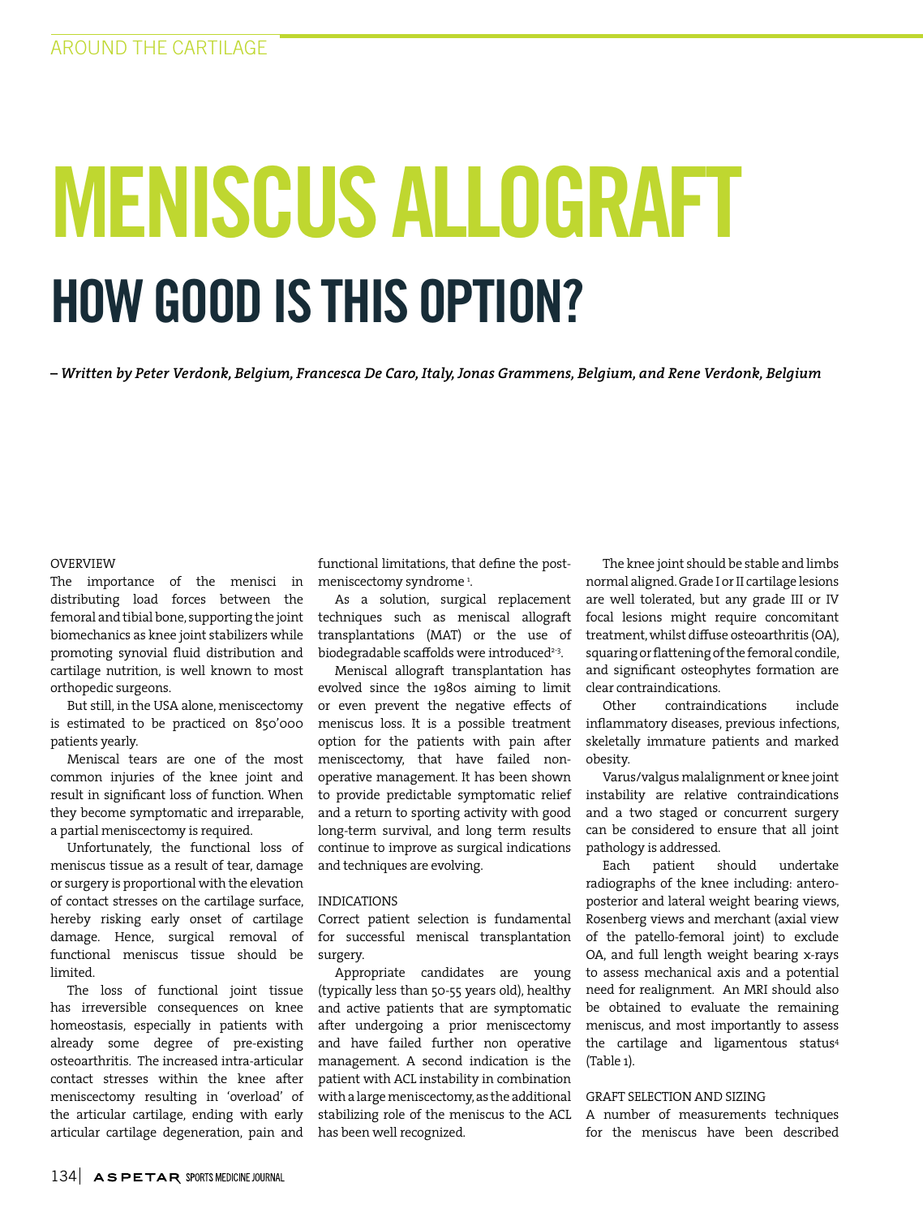# MENISCUS ALLOGRAFT

## HOW GOOD IS THIS OPTION?

*– Written by Peter Verdonk, Belgium, Francesca De Caro, Italy, Jonas Grammens, Belgium, and Rene Verdonk, Belgium*

### OVERVIEW

The importance of the menisci in distributing load forces between the femoral and tibial bone, supporting the joint biomechanics as knee joint stabilizers while promoting synovial fluid distribution and cartilage nutrition, is well known to most orthopedic surgeons.

But still, in the USA alone, meniscectomy is estimated to be practiced on 850'000 patients yearly.

Meniscal tears are one of the most common injuries of the knee joint and result in significant loss of function. When they become symptomatic and irreparable, a partial meniscectomy is required.

Unfortunately, the functional loss of meniscus tissue as a result of tear, damage or surgery is proportional with the elevation of contact stresses on the cartilage surface, hereby risking early onset of cartilage damage. Hence, surgical removal of functional meniscus tissue should be limited.

The loss of functional joint tissue has irreversible consequences on knee homeostasis, especially in patients with already some degree of pre-existing osteoarthritis. The increased intra-articular contact stresses within the knee after meniscectomy resulting in 'overload' of the articular cartilage, ending with early articular cartilage degeneration, pain and functional limitations, that define the post-meniscectomy syndrome [1].

As a solution, surgical replacement techniques such as meniscal allograft transplantations (MAT) or the use of biodegradable scaffolds were introduced[2-3].

Meniscal allograft transplantation has evolved since the 1980s aiming to limit or even prevent the negative effects of meniscus loss. It is a possible treatment option for the patients with pain after meniscectomy, that have failed non-operative management. It has been shown to provide predictable symptomatic relief and a return to sporting activity with good long-term survival, and long term results continue to improve as surgical indications and techniques are evolving.

### INDICATIONS

Correct patient selection is fundamental for successful meniscal transplantation surgery.

Appropriate candidates are young (typically less than 50-55 years old), healthy and active patients that are symptomatic after undergoing a prior meniscectomy and have failed further non operative management. A second indication is the patient with ACL instability in combination with a large meniscectomy, as the additional stabilizing role of the meniscus to the ACL has been well recognized.

The knee joint should be stable and limbs normal aligned. Grade I or II cartilage lesions are well tolerated, but any grade III or IV focal lesions might require concomitant treatment, whilst diffuse osteoarthritis (OA), squaring or flattening of the femoral condile, and significant osteophytes formation are clear contraindications.

Other contraindications include inflammatory diseases, previous infections, skeletally immature patients and marked obesity.

Varus/valgus malalignment or knee joint instability are relative contraindications and a two staged or concurrent surgery can be considered to ensure that all joint pathology is addressed.

Each patient should undertake radiographs of the knee including: antero-posterior and lateral weight bearing views, Rosenberg views and merchant (axial view of the patello-femoral joint) to exclude OA, and full length weight bearing x-rays to assess mechanical axis and a potential need for realignment. An MRI should also be obtained to evaluate the remaining meniscus, and most importantly to assess the cartilage and ligamentous status[4] (Table 1).

### GRAFT SELECTION AND SIZING

A number of measurements techniques for the meniscus have been described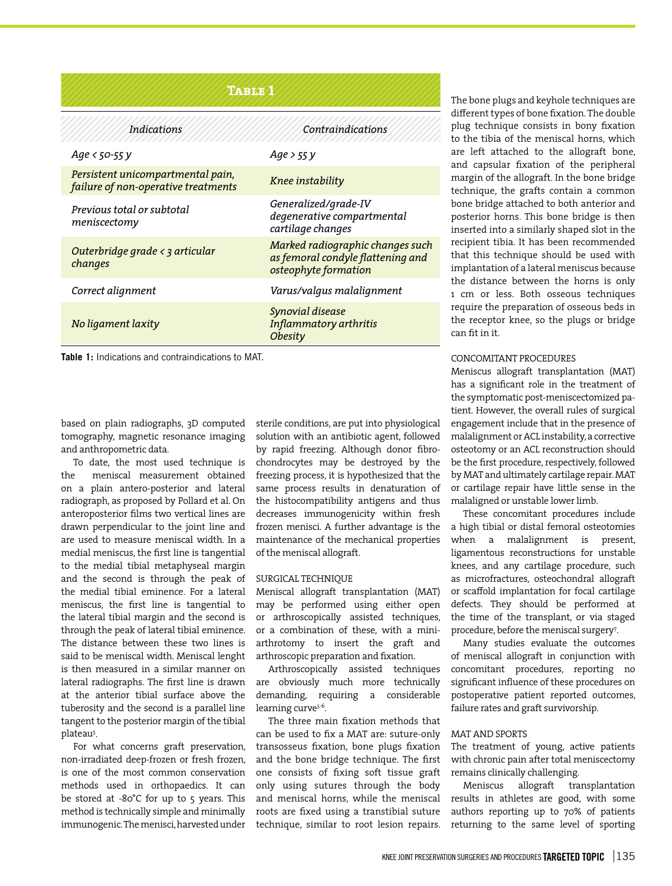## Table 1

| *Indications* | *Contraindications* |
|---|---|
| *Age < 50-55 y* | *Age > 55 y* |
| *Persistent unicompartmental pain, failure of non-operative treatments* | *Knee instability* |
| *Previous total or subtotal meniscectomy* | *Generalized/grade-IV degenerative compartmental cartilage changes* |
| *Outerbridge grade < 3 articular changes* | *Marked radiographic changes such as femoral condyle flattening and osteophyte formation* |
| *Correct alignment* | *Varus/valgus malalignment* |
| *No ligament laxity* | *Synovial disease*<br>*Inflammatory arthritis*<br>*Obesity* |

**Table 1:** Indications and contraindications to MAT.

based on plain radiographs, 3D computed tomography, magnetic resonance imaging and anthropometric data.

To date, the most used technique is the meniscal measurement obtained on a plain antero-posterior and lateral radiograph, as proposed by Pollard et al. On anteroposterior films two vertical lines are drawn perpendicular to the joint line and are used to measure meniscal width. In a medial meniscus, the first line is tangential to the medial tibial metaphyseal margin and the second is through the peak of the medial tibial eminence. For a lateral meniscus, the first line is tangential to the lateral tibial margin and the second is through the peak of lateral tibial eminence. The distance between these two lines is said to be meniscal width. Meniscal lenght is then measured in a similar manner on lateral radiographs. The first line is drawn at the anterior tibial surface above the tuberosity and the second is a parallel line tangent to the posterior margin of the tibial plateau[5].

For what concerns graft preservation, non-irradiated deep-frozen or fresh frozen, is one of the most common conservation methods used in orthopaedics. It can be stored at -80°C for up to 5 years. This method is technically simple and minimally immunogenic. The menisci, harvested under sterile conditions, are put into physiological solution with an antibiotic agent, followed by rapid freezing. Although donor fibrochondrocytes may be destroyed by the freezing process, it is hypothesized that the same process results in denaturation of the histocompatibility antigens and thus decreases immunogenicity within fresh frozen menisci. A further advantage is the maintenance of the mechanical properties of the meniscal allograft.

### SURGICAL TECHNIQUE

Meniscal allograft transplantation (MAT) may be performed using either open or arthroscopically assisted techniques, or a combination of these, with a mini-arthrotomy to insert the graft and arthroscopic preparation and fixation.

Arthroscopically assisted techniques are obviously much more technically demanding, requiring a considerable learning curve[5-6].

The three main fixation methods that can be used to fix a MAT are: suture-only transosseus fixation, bone plugs fixation and the bone bridge technique. The first one consists of fixing soft tissue graft only using sutures through the body and meniscal horns, while the meniscal roots are fixed using a transtibial suture technique, similar to root lesion repairs. The bone plugs and keyhole techniques are different types of bone fixation. The double plug technique consists in bony fixation to the tibia of the meniscal horns, which are left attached to the allograft bone, and capsular fixation of the peripheral margin of the allograft. In the bone bridge technique, the grafts contain a common bone bridge attached to both anterior and posterior horns. This bone bridge is then inserted into a similarly shaped slot in the recipient tibia. It has been recommended that this technique should be used with implantation of a lateral meniscus because the distance between the horns is only 1 cm or less. Both osseous techniques require the preparation of osseous beds in the receptor knee, so the plugs or bridge can fit in it.

### CONCOMITANT PROCEDURES

Meniscus allograft transplantation (MAT) has a significant role in the treatment of the symptomatic post-meniscectomized patient. However, the overall rules of surgical engagement include that in the presence of malalignment or ACL instability, a corrective osteotomy or an ACL reconstruction should be the first procedure, respectively, followed by MAT and ultimately cartilage repair. MAT or cartilage repair have little sense in the malaligned or unstable lower limb.

These concomitant procedures include a high tibial or distal femoral osteotomies when a malalignment is present, ligamentous reconstructions for unstable knees, and any cartilage procedure, such as microfractures, osteochondral allograft or scaffold implantation for focal cartilage defects. They should be performed at the time of the transplant, or via staged procedure, before the meniscal surgery[7].

Many studies evaluate the outcomes of meniscal allograft in conjunction with concomitant procedures, reporting no significant influence of these procedures on postoperative patient reported outcomes, failure rates and graft survivorship.

### MAT AND SPORTS

The treatment of young, active patients with chronic pain after total meniscectomy remains clinically challenging.

Meniscus allograft transplantation results in athletes are good, with some authors reporting up to 70% of patients returning to the same level of sporting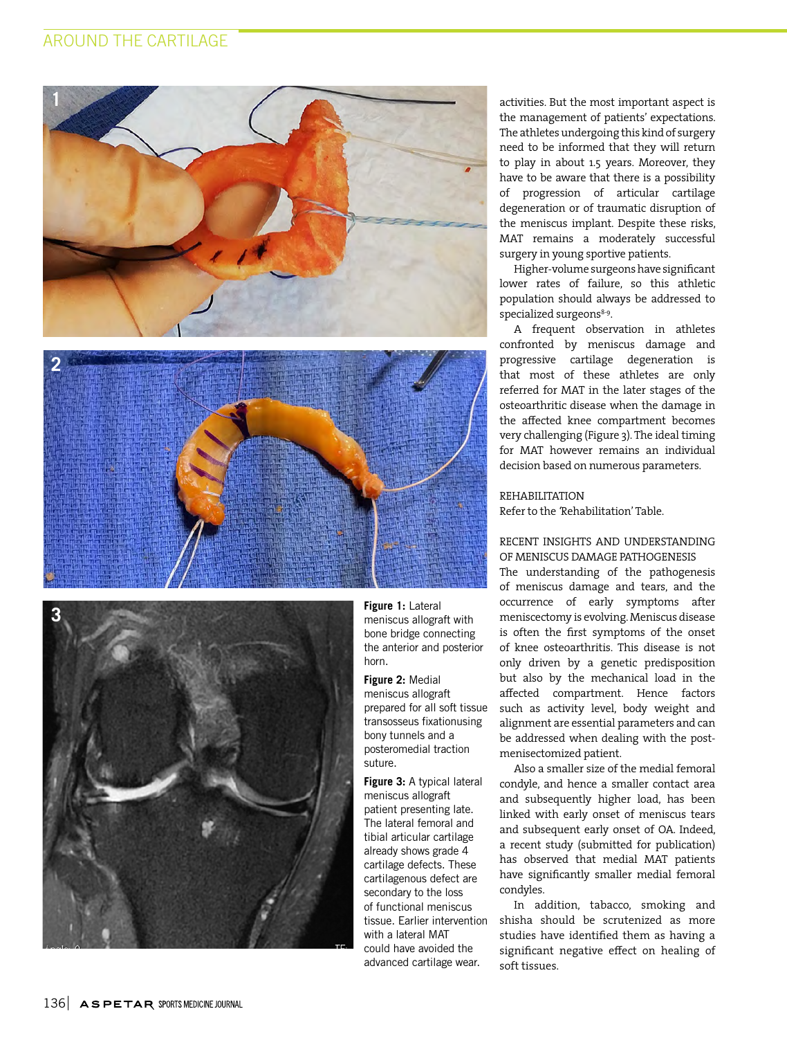**Figure 1:** Lateral meniscus allograft with bone bridge connecting the anterior and posterior horn.

**Figure 2:** Medial meniscus allograft prepared for all soft tissue transosseus fixationusing bony tunnels and a posteromedial traction suture.

**Figure 3:** A typical lateral meniscus allograft patient presenting late. The lateral femoral and tibial articular cartilage already shows grade 4 cartilage defects. These cartilagenous defect are secondary to the loss of functional meniscus tissue. Earlier intervention with a lateral MAT could have avoided the advanced cartilage wear.

activities. But the most important aspect is the management of patients' expectations. The athletes undergoing this kind of surgery need to be informed that they will return to play in about 1.5 years. Moreover, they have to be aware that there is a possibility of progression of articular cartilage degeneration or of traumatic disruption of the meniscus implant. Despite these risks, MAT remains a moderately successful surgery in young sportive patients.

Higher-volume surgeons have significant lower rates of failure, so this athletic population should always be addressed to specialized surgeons[8-9].

A frequent observation in athletes confronted by meniscus damage and progressive cartilage degeneration is that most of these athletes are only referred for MAT in the later stages of the osteoarthritic disease when the damage in the affected knee compartment becomes very challenging (Figure 3). The ideal timing for MAT however remains an individual decision based on numerous parameters.

## REHABILITATION

Refer to the 'Rehabilitation' Table.

## RECENT INSIGHTS AND UNDERSTANDING OF MENISCUS DAMAGE PATHOGENESIS

The understanding of the pathogenesis of meniscus damage and tears, and the occurrence of early symptoms after meniscectomy is evolving. Meniscus disease is often the first symptoms of the onset of knee osteoarthritis. This disease is not only driven by a genetic predisposition but also by the mechanical load in the affected compartment. Hence factors such as activity level, body weight and alignment are essential parameters and can be addressed when dealing with the post-menisectomized patient.

Also a smaller size of the medial femoral condyle, and hence a smaller contact area and subsequently higher load, has been linked with early onset of meniscus tears and subsequent early onset of OA. Indeed, a recent study (submitted for publication) has observed that medial MAT patients have significantly smaller medial femoral condyles.

In addition, tabacco, smoking and shisha should be scrutenized as more studies have identified them as having a significant negative effect on healing of soft tissues.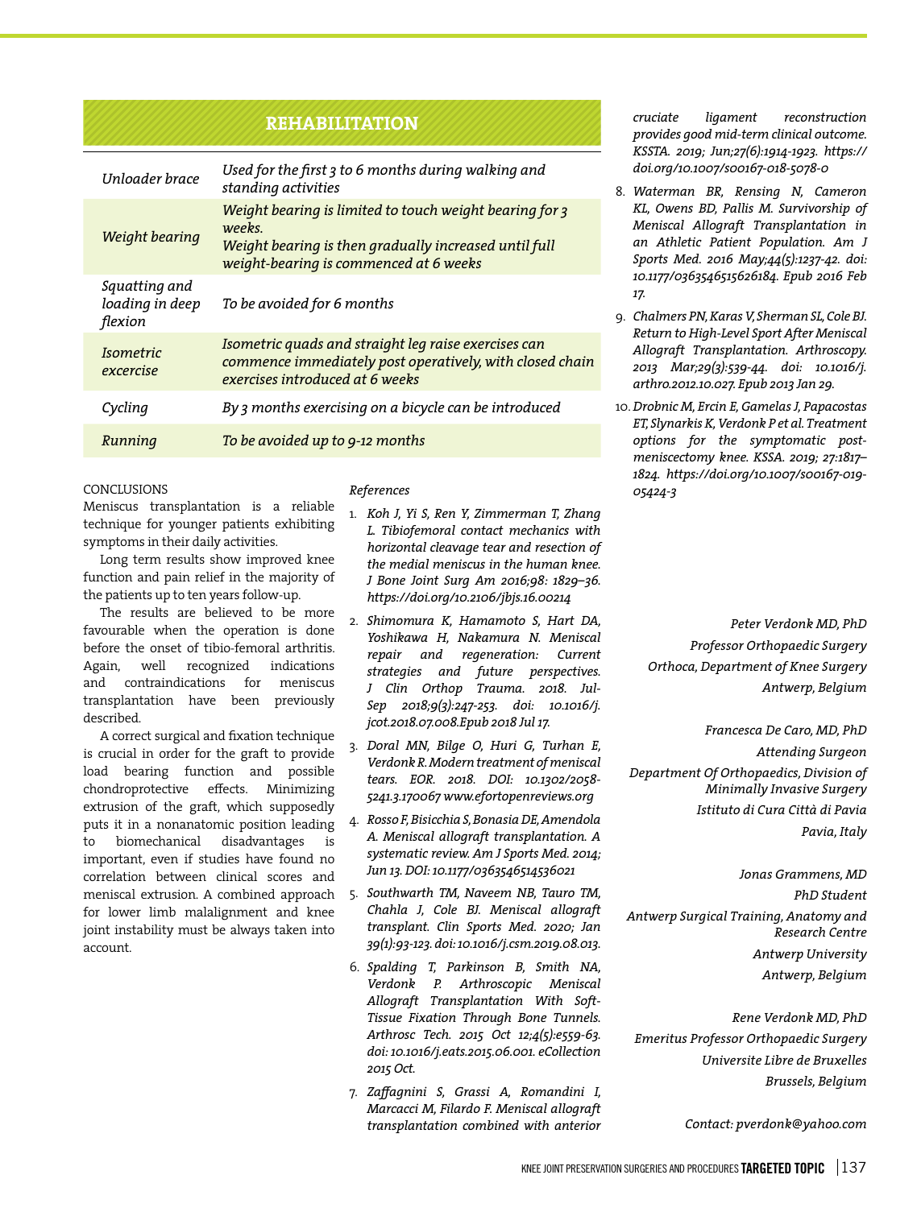## REHABILITATION

| | |
|---|---|
| *Unloader brace* | *Used for the first 3 to 6 months during walking and standing activities* |
| *Weight bearing* | *Weight bearing is limited to touch weight bearing for 3 weeks.*<br>*Weight bearing is then gradually increased until full weight-bearing is commenced at 6 weeks* |
| *Squatting and loading in deep flexion* | *To be avoided for 6 months* |
| *Isometric excercise* | *Isometric quads and straight leg raise exercises can commence immediately post operatively, with closed chain exercises introduced at 6 weeks* |
| *Cycling* | *By 3 months exercising on a bicycle can be introduced* |
| *Running* | *To be avoided up to 9-12 months* |

CONCLUSIONS

Meniscus transplantation is a reliable technique for younger patients exhibiting symptoms in their daily activities.

Long term results show improved knee function and pain relief in the majority of the patients up to ten years follow-up.

The results are believed to be more favourable when the operation is done before the onset of tibio-femoral arthritis. Again, well recognized indications and contraindications for meniscus transplantation have been previously described.

A correct surgical and fixation technique is crucial in order for the graft to provide load bearing function and possible chondroprotective effects. Minimizing extrusion of the graft, which supposedly puts it in a nonanatomic position leading to biomechanical disadvantages is important, even if studies have found no correlation between clinical scores and meniscal extrusion. A combined approach for lower limb malalignment and knee joint instability must be always taken into account.

*References*

1. *Koh J, Yi S, Ren Y, Zimmerman T, Zhang L. Tibiofemoral contact mechanics with horizontal cleavage tear and resection of the medial meniscus in the human knee. J Bone Joint Surg Am 2016;98: 1829–36. https://doi.org/10.2106/jbjs.16.00214*
2. *Shimomura K, Hamamoto S, Hart DA, Yoshikawa H, Nakamura N. Meniscal repair and regeneration: Current strategies and future perspectives. J Clin Orthop Trauma. 2018. Jul-Sep 2018;9(3):247-253. doi: 10.1016/j.jcot.2018.07.008.Epub 2018 Jul 17.*
3. *Doral MN, Bilge O, Huri G, Turhan E, Verdonk R. Modern treatment of meniscal tears. EOR. 2018. DOI: 10.1302/2058-5241.3.170067 www.efortopenreviews.org*
4. *Rosso F, Bisicchia S, Bonasia DE, Amendola A. Meniscal allograft transplantation. A systematic review. Am J Sports Med. 2014; Jun 13. DOI: 10.1177/0363546514536021*
5. *Southwarth TM, Naveem NB, Tauro TM, Chahla J, Cole BJ. Meniscal allograft transplant. Clin Sports Med. 2020; Jan 39(1):93-123. doi: 10.1016/j.csm.2019.08.013.*
6. *Spalding T, Parkinson B, Smith NA, Verdonk P. Arthroscopic Meniscal Allograft Transplantation With Soft-Tissue Fixation Through Bone Tunnels. Arthrosc Tech. 2015 Oct 12;4(5):e559-63. doi: 10.1016/j.eats.2015.06.001. eCollection 2015 Oct.*
7. *Zaffagnini S, Grassi A, Romandini I, Marcacci M, Filardo F. Meniscal allograft transplantation combined with anterior cruciate ligament reconstruction provides good mid-term clinical outcome. KSSTA. 2019; Jun;27(6):1914-1923. https://doi.org/10.1007/s00167-018-5078-0*
8. *Waterman BR, Rensing N, Cameron KL, Owens BD, Pallis M. Survivorship of Meniscal Allograft Transplantation in an Athletic Patient Population. Am J Sports Med. 2016 May;44(5):1237-42. doi: 10.1177/0363546515626184. Epub 2016 Feb 17.*
9. *Chalmers PN, Karas V, Sherman SL, Cole BJ. Return to High-Level Sport After Meniscal Allograft Transplantation. Arthroscopy. 2013 Mar;29(3):539-44. doi: 10.1016/j.arthro.2012.10.027. Epub 2013 Jan 29.*
10. *Drobnic M, Ercin E, Gamelas J, Papacostas ET, Slynarkis K, Verdonk P et al. Treatment options for the symptomatic post-meniscectomy knee. KSSA. 2019; 27:1817–1824. https://doi.org/10.1007/s00167-019-05424-3*

*Peter Verdonk MD, PhD*
*Professor Orthopaedic Surgery*
*Orthoca, Department of Knee Surgery*
*Antwerp, Belgium*

*Francesca De Caro, MD, PhD*
*Attending Surgeon*
*Department Of Orthopaedics, Division of Minimally Invasive Surgery*
*Istituto di Cura Città di Pavia*
*Pavia, Italy*

*Jonas Grammens, MD*
*PhD Student*
*Antwerp Surgical Training, Anatomy and Research Centre*
*Antwerp University*
*Antwerp, Belgium*

*Rene Verdonk MD, PhD*
*Emeritus Professor Orthopaedic Surgery*
*Universite Libre de Bruxelles*
*Brussels, Belgium*

*Contact: pverdonk@yahoo.com*